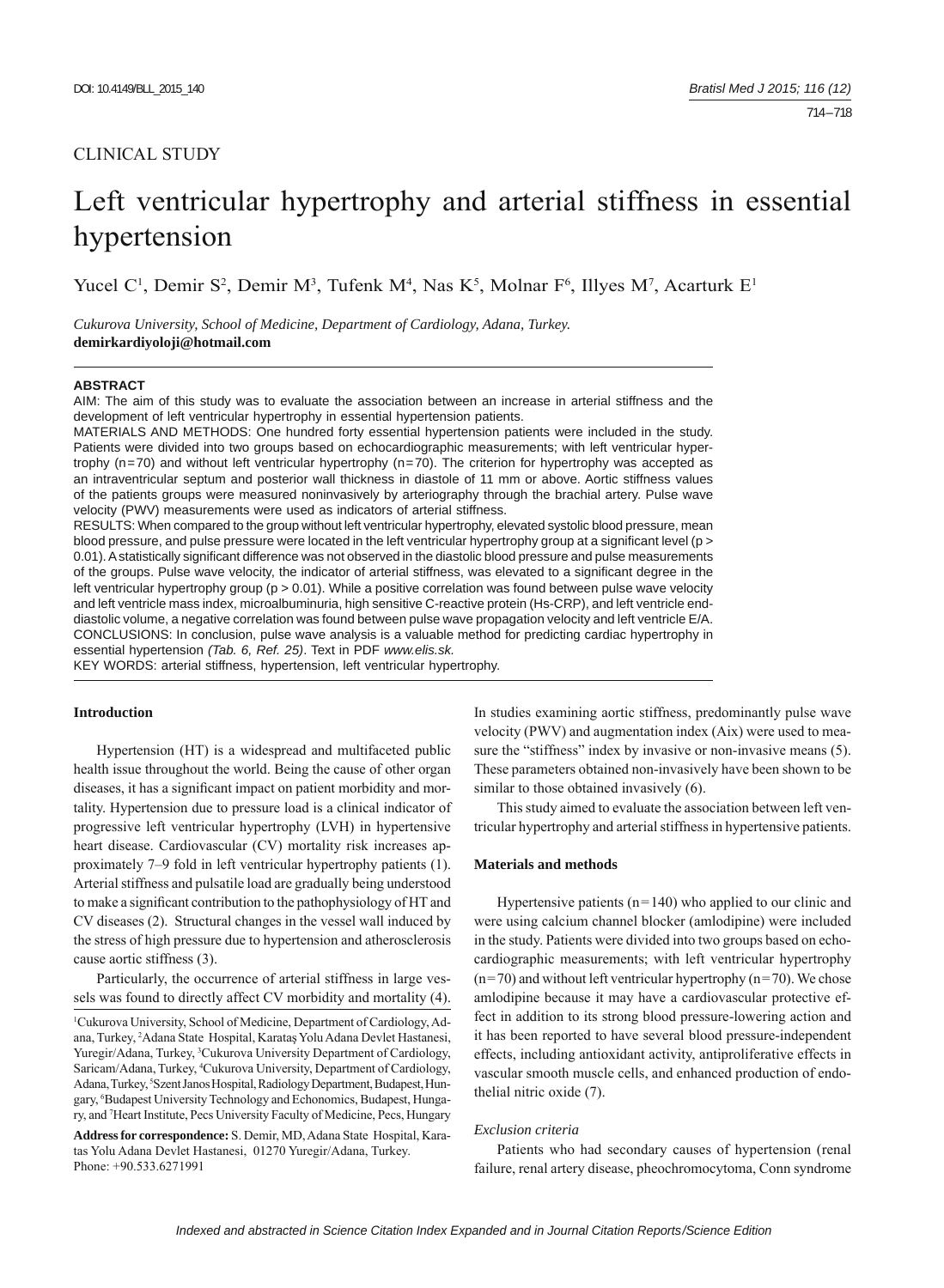CLINICAL STUDY

# Left ventricular hypertrophy and arterial stiffness in essential hypertension

Yucel C[1], Demir S[2], Demir M[3], Tufenk M[4], Nas K[5], Molnar F[6], Illyes M[7], Acarturk E[1]

*Cukurova University, School of Medicine, Department of Cardiology, Adana, Turkey.*
**demirkardiyoloji@hotmail.com**

**ABSTRACT**

AIM: The aim of this study was to evaluate the association between an increase in arterial stiffness and the development of left ventricular hypertrophy in essential hypertension patients.

MATERIALS AND METHODS: One hundred forty essential hypertension patients were included in the study. Patients were divided into two groups based on echocardiographic measurements; with left ventricular hypertrophy (n=70) and without left ventricular hypertrophy (n=70). The criterion for hypertrophy was accepted as an intraventricular septum and posterior wall thickness in diastole of 11 mm or above. Aortic stiffness values of the patients groups were measured noninvasively by arteriography through the brachial artery. Pulse wave velocity (PWV) measurements were used as indicators of arterial stiffness.

RESULTS: When compared to the group without left ventricular hypertrophy, elevated systolic blood pressure, mean blood pressure, and pulse pressure were located in the left ventricular hypertrophy group at a significant level ($p > 0.01$). A statistically significant difference was not observed in the diastolic blood pressure and pulse measurements of the groups. Pulse wave velocity, the indicator of arterial stiffness, was elevated to a significant degree in the left ventricular hypertrophy group ($p > 0.01$). While a positive correlation was found between pulse wave velocity and left ventricle mass index, microalbuminuria, high sensitive C-reactive protein (Hs-CRP), and left ventricle end-diastolic volume, a negative correlation was found between pulse wave propagation velocity and left ventricle E/A.

CONCLUSIONS: In conclusion, pulse wave analysis is a valuable method for predicting cardiac hypertrophy in essential hypertension *(Tab. 6, Ref. 25)*. Text in PDF *www.elis.sk.*

KEY WORDS: arterial stiffness, hypertension, left ventricular hypertrophy.

## Introduction

Hypertension (HT) is a widespread and multifaceted public health issue throughout the world. Being the cause of other organ diseases, it has a significant impact on patient morbidity and mortality. Hypertension due to pressure load is a clinical indicator of progressive left ventricular hypertrophy (LVH) in hypertensive heart disease. Cardiovascular (CV) mortality risk increases approximately 7–9 fold in left ventricular hypertrophy patients (1). Arterial stiffness and pulsatile load are gradually being understood to make a significant contribution to the pathophysiology of HT and CV diseases (2). Structural changes in the vessel wall induced by the stress of high pressure due to hypertension and atherosclerosis cause aortic stiffness (3).

Particularly, the occurrence of arterial stiffness in large vessels was found to directly affect CV morbidity and mortality (4). In studies examining aortic stiffness, predominantly pulse wave velocity (PWV) and augmentation index (Aix) were used to measure the "stiffness" index by invasive or non-invasive means (5). These parameters obtained non-invasively have been shown to be similar to those obtained invasively (6).

This study aimed to evaluate the association between left ventricular hypertrophy and arterial stiffness in hypertensive patients.

## Materials and methods

Hypertensive patients (n=140) who applied to our clinic and were using calcium channel blocker (amlodipine) were included in the study. Patients were divided into two groups based on echocardiographic measurements; with left ventricular hypertrophy (n=70) and without left ventricular hypertrophy (n=70). We chose amlodipine because it may have a cardiovascular protective effect in addition to its strong blood pressure-lowering action and it has been reported to have several blood pressure-independent effects, including antioxidant activity, antiproliferative effects in vascular smooth muscle cells, and enhanced production of endothelial nitric oxide (7).

### *Exclusion criteria*

Patients who had secondary causes of hypertension (renal failure, renal artery disease, pheochromocytoma, Conn syndrome

[1]Cukurova University, School of Medicine, Department of Cardiology, Adana, Turkey, [2]Adana State Hospital, Karataş Yolu Adana Devlet Hastanesi, Yuregir/Adana, Turkey, [3]Cukurova University Department of Cardiology, Saricam/Adana, Turkey, [4]Cukurova University, Department of Cardiology, Adana, Turkey, [5]Szent Janos Hospital, Radiology Department, Budapest, Hungary, [6]Budapest University Technology and Echonomics, Budapest, Hungary, and [7]Heart Institute, Pecs University Faculty of Medicine, Pecs, Hungary

**Address for correspondence:** S. Demir, MD, Adana State Hospital, Karatas Yolu Adana Devlet Hastanesi, 01270 Yuregir/Adana, Turkey.
Phone: +90.533.6271991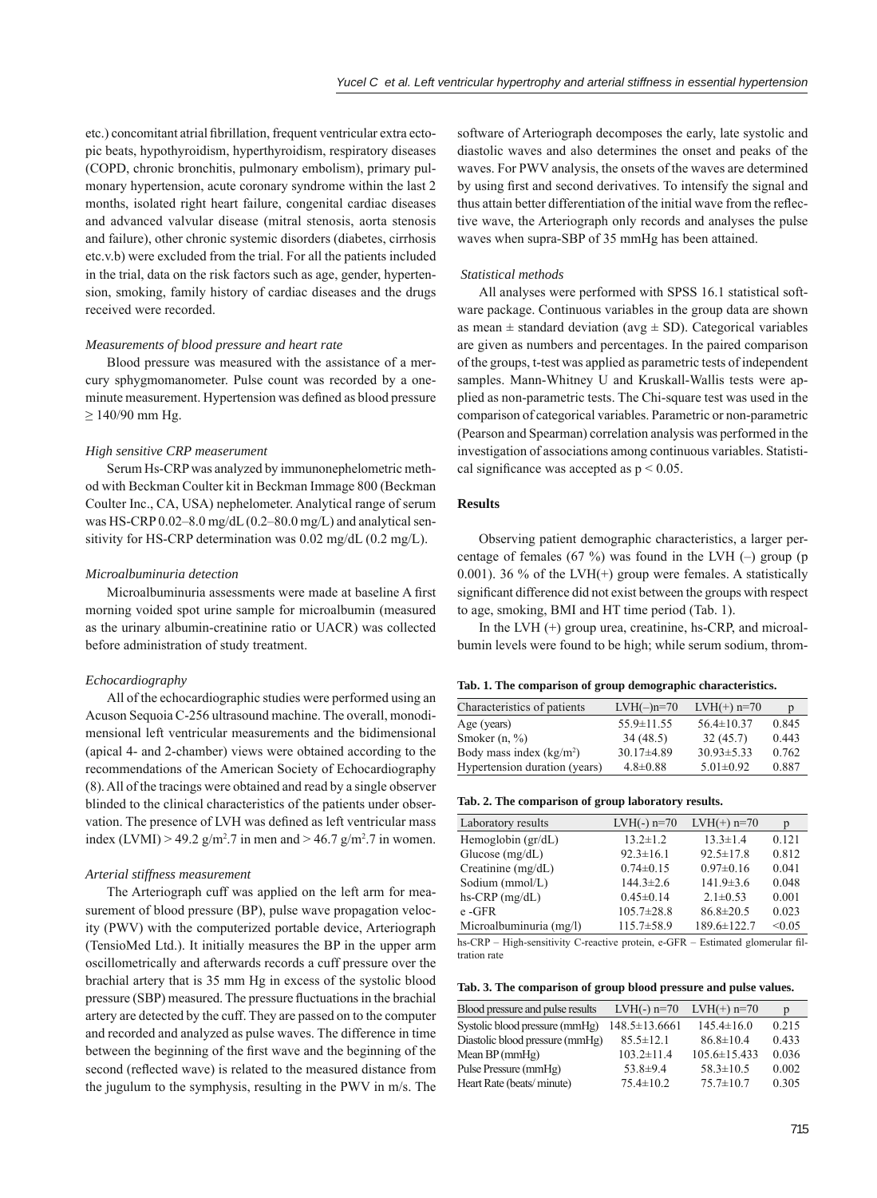etc.) concomitant atrial fibrillation, frequent ventricular extra ectopic beats, hypothyroidism, hyperthyroidism, respiratory diseases (COPD, chronic bronchitis, pulmonary embolism), primary pulmonary hypertension, acute coronary syndrome within the last 2 months, isolated right heart failure, congenital cardiac diseases and advanced valvular disease (mitral stenosis, aorta stenosis and failure), other chronic systemic disorders (diabetes, cirrhosis etc.v.b) were excluded from the trial. For all the patients included in the trial, data on the risk factors such as age, gender, hypertension, smoking, family history of cardiac diseases and the drugs received were recorded.

*Measurements of blood pressure and heart rate*

Blood pressure was measured with the assistance of a mercury sphygmomanometer. Pulse count was recorded by a one-minute measurement. Hypertension was defined as blood pressure ≥ 140/90 mm Hg.

*High sensitive CRP measerument*

Serum Hs-CRP was analyzed by immunonephelometric method with Beckman Coulter kit in Beckman Immage 800 (Beckman Coulter Inc., CA, USA) nephelometer. Analytical range of serum was HS-CRP 0.02–8.0 mg/dL (0.2–80.0 mg/L) and analytical sensitivity for HS-CRP determination was 0.02 mg/dL (0.2 mg/L).

*Microalbuminuria detection*

Microalbuminuria assessments were made at baseline A first morning voided spot urine sample for microalbumin (measured as the urinary albumin-creatinine ratio or UACR) was collected before administration of study treatment.

*Echocardiography*

All of the echocardiographic studies were performed using an Acuson Sequoia C-256 ultrasound machine. The overall, monodimensional left ventricular measurements and the bidimensional (apical 4- and 2-chamber) views were obtained according to the recommendations of the American Society of Echocardiography (8). All of the tracings were obtained and read by a single observer blinded to the clinical characteristics of the patients under observation. The presence of LVH was defined as left ventricular mass index (LVMI) > 49.2 $g/m^2.7$ in men and > 46.7 $g/m^2.7$ in women.

*Arterial stiffness measurement*

The Arteriograph cuff was applied on the left arm for measurement of blood pressure (BP), pulse wave propagation velocity (PWV) with the computerized portable device, Arteriograph (TensioMed Ltd.). It initially measures the BP in the upper arm oscillometrically and afterwards records a cuff pressure over the brachial artery that is 35 mm Hg in excess of the systolic blood pressure (SBP) measured. The pressure fluctuations in the brachial artery are detected by the cuff. They are passed on to the computer and recorded and analyzed as pulse waves. The difference in time between the beginning of the first wave and the beginning of the second (reflected wave) is related to the measured distance from the jugulum to the symphysis, resulting in the PWV in m/s. The software of Arteriograph decomposes the early, late systolic and diastolic waves and also determines the onset and peaks of the waves. For PWV analysis, the onsets of the waves are determined by using first and second derivatives. To intensify the signal and thus attain better differentiation of the initial wave from the reflective wave, the Arteriograph only records and analyses the pulse waves when supra-SBP of 35 mmHg has been attained.

*Statistical methods*

All analyses were performed with SPSS 16.1 statistical software package. Continuous variables in the group data are shown as mean ± standard deviation (avg ± SD). Categorical variables are given as numbers and percentages. In the paired comparison of the groups, t-test was applied as parametric tests of independent samples. Mann-Whitney U and Kruskall-Wallis tests were applied as non-parametric tests. The Chi-square test was used in the comparison of categorical variables. Parametric or non-parametric (Pearson and Spearman) correlation analysis was performed in the investigation of associations among continuous variables. Statistical significance was accepted as $p < 0.05$.

## Results

Observing patient demographic characteristics, a larger percentage of females (67 %) was found in the LVH (–) group (p 0.001). 36 % of the LVH(+) group were females. A statistically significant difference did not exist between the groups with respect to age, smoking, BMI and HT time period (Tab. 1).

In the LVH (+) group urea, creatinine, hs-CRP, and microalbumin levels were found to be high; while serum sodium, throm-

**Tab. 1. The comparison of group demographic characteristics.**

| Characteristics of patients | LVH(–)n=70 | LVH(+) n=70 | p |
|---|---|---|---|
| Age (years) | 55.9±11.55 | 56.4±10.37 | 0.845 |
| Smoker (n, %) | 34 (48.5) | 32 (45.7) | 0.443 |
| Body mass index ($kg/m^2$) | 30.17±4.89 | 30.93±5.33 | 0.762 |
| Hypertension duration (years) | 4.8±0.88 | 5.01±0.92 | 0.887 |

**Tab. 2. The comparison of group laboratory results.**

| Laboratory results | LVH(-) n=70 | LVH(+) n=70 | p |
|---|---|---|---|
| Hemoglobin (gr/dL) | 13.2±1.2 | 13.3±1.4 | 0.121 |
| Glucose (mg/dL) | 92.3±16.1 | 92.5±17.8 | 0.812 |
| Creatinine (mg/dL) | 0.74±0.15 | 0.97±0.16 | 0.041 |
| Sodium (mmol/L) | 144.3±2.6 | 141.9±3.6 | 0.048 |
| hs-CRP (mg/dL) | 0.45±0.14 | 2.1±0.53 | 0.001 |
| e -GFR | 105.7±28.8 | 86.8±20.5 | 0.023 |
| Microalbuminuria (mg/l) | 115.7±58.9 | 189.6±122.7 | <0.05 |

hs-CRP – High-sensitivity C-reactive protein, e-GFR – Estimated glomerular filtration rate

**Tab. 3. The comparison of group blood pressure and pulse values.**

| Blood pressure and pulse results | LVH(-) n=70 | LVH(+) n=70 | p |
|---|---|---|---|
| Systolic blood pressure (mmHg) | 148.5±13.6661 | 145.4±16.0 | 0.215 |
| Diastolic blood pressure (mmHg) | 85.5±12.1 | 86.8±10.4 | 0.433 |
| Mean BP (mmHg) | 103.2±11.4 | 105.6±15.433 | 0.036 |
| Pulse Pressure (mmHg) | 53.8±9.4 | 58.3±10.5 | 0.002 |
| Heart Rate (beats/ minute) | 75.4±10.2 | 75.7±10.7 | 0.305 |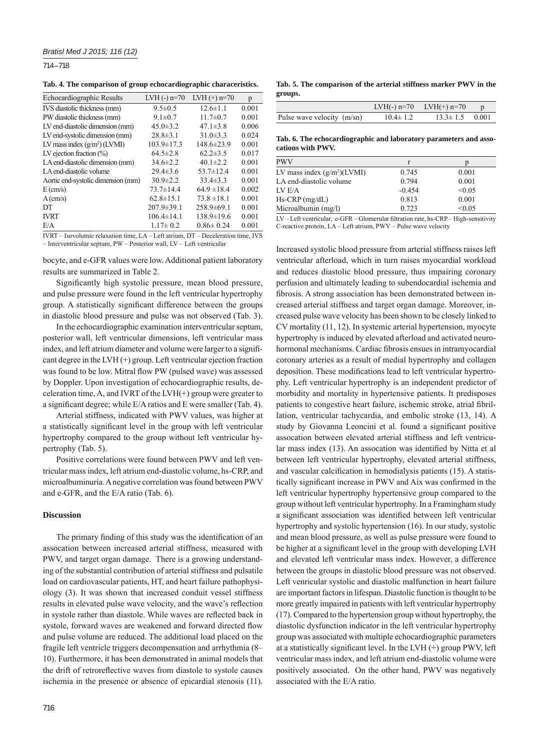**Tab. 4. The comparison of group echocardiographic characeristics.**

| Echocardiographic Results | LVH (-) n=70 | LVH (+) n=70 | p |
|---|---|---|---|
| IVS diastolic thickness (mm) | 9.5±0.5 | 12.6±1.1 | 0.001 |
| PW diastolic thickness (mm) | 9.1±0.7 | 11.7±0.7 | 0.001 |
| LV end-diastolic dimension (mm) | 45.0±3.2 | 47.1±3.8 | 0.006 |
| LV end-systolic dimension (mm) | 28.8±3.1 | 31.0±3.3 | 0.024 |
| LV mass index ($g/m^2$) (LVMI) | 103.9±17.3 | 148.6±23.9 | 0.001 |
| LV ejection fraction (%) | 64.5±2.8 | 62.2±3.5 | 0.017 |
| LA end-diastolic dimension (mm) | 34.6±2.2 | 40.1±2.2 | 0.001 |
| LA end-diastolic volume | 29.4±3.6 | 53.7±12.4 | 0.001 |
| Aortic end-systolic dimension (mm) | 30.9±2.2 | 33.4±3.3 | 0.001 |
| E (cm/s) | 73.7±14.4 | 64.9 ±18.4 | 0.002 |
| A (cm/s) | 62.8±15.1 | 73.8 ±18.1 | 0.001 |
| DT | 207.9±39.1 | 258.9±69.1 | 0.001 |
| IVRT | 106.4±14.1 | 138.9±19.6 | 0.001 |
| E/A | 1.17± 0.2 | 0.86± 0.24 | 0.001 |

IVRT – Isovolumic relaxation time, LA – Left atrium, DT – Deceleration time, IVS – Interventricular septum, PW – Posterior wall, LV – Left ventricular

bocyte, and e-GFR values were low. Additional patient laboratory results are summarized in Table 2.

Significantly high systolic pressure, mean blood pressure, and pulse pressure were found in the left ventricular hypertrophy group. A statistically significant difference between the groups in diastolic blood pressure and pulse was not observed (Tab. 3).

In the echocardiographic examination interventricular septum, posterior wall, left ventricular dimensions, left ventricular mass index, and left atrium diameter and volume were larger to a significant degree in the LVH (+) group. Left ventricular ejection fraction was found to be low. Mitral flow PW (pulsed wave) was assessed by Doppler. Upon investigation of echocardiographic results, deceleration time, A, and IVRT of the LVH(+) group were greater to a significant degree; while E/A ratios and E were smaller (Tab. 4).

Arterial stiffness, indicated with PWV values, was higher at a statistically significant level in the group with left ventricular hypertrophy compared to the group without left ventricular hypertrophy (Tab. 5).

Positive correlations were found between PWV and left ventricular mass index, left atrium end-diastolic volume, hs-CRP, and microalbuminuria. A negative correlation was found between PWV and e-GFR, and the E/A ratio (Tab. 6).

**Tab. 5. The comparison of the arterial stiffness marker PWV in the groups.**

| | LVH(-) n=70 | LVH(+) n=70 | p |
|---|---|---|---|
| Pulse wave velocity (m/sn) | 10.4± 1.2 | 13.3± 1.5 | 0.001 |

**Tab. 6. The echocardiographic and laboratory parameters and assocations with PWV.**

| PWV | r | p |
|---|---|---|
| LV mass index ($g/m^2$)(LVMI) | 0.745 | 0.001 |
| LA end-diastolic volume | 0.794 | 0.001 |
| LV E/A | -0.454 | <0.05 |
| Hs-CRP (mg/dL) | 0.813 | 0.001 |
| Microalbumin (mg/l) | 0.723 | <0.05 |

LV – Left ventricular, e-GFR – Glomerular filtration rate, hs-CRP – High-sensitivity C-reactive protein, LA – Left atrium, PWV – Pulse wave velocity

## Discussion

The primary finding of this study was the identification of an assocation between increased arterial stiffness, measured with PWV, and target organ damage. There is a growing understanding of the substantial contribution of arterial stiffness and pulsatile load on cardiovascular patients, HT, and heart failure pathophysiology (3). It was shown that increased conduit vessel stiffness results in elevated pulse wave velocity, and the wave's reflection in systole rather than diastole. While waves are reflected back in systole, forward waves are weakened and forward directed flow and pulse volume are reduced. The additional load placed on the fragile left ventricle triggers decompensation and arrhythmia (8–10). Furthermore, it has been demonstrated in animal models that the drift of retroreflective waves from diastole to systole causes ischemia in the presence or absence of epicardial stenosis (11). Increased systolic blood pressure from arterial stiffness raises left ventricular afterload, which in turn raises myocardial workload and reduces diastolic blood pressure, thus impairing coronary perfusion and ultimately leading to subendocardial ischemia and fibrosis. A strong association has been demonstrated between increased arterial stiffness and target organ damage. Moreover, increased pulse wave velocity has been shown to be closely linked to CV mortality (11, 12). In systemic arterial hypertension, myocyte hypertrophy is induced by elevated afterload and activated neurohormonal mechanisms. Cardiac fibrosis ensues in intramyocardial coronary arteries as a result of medial hypertrophy and collagen deposition. These modifications lead to left ventricular hypertrophy. Left ventricular hypertrophy is an independent predictor of morbidity and mortality in hypertensive patients. It predisposes patients to congestive heart failure, ischemic stroke, atrial fibrillation, ventricular tachycardia, and embolic stroke (13, 14). A study by Giovanna Leoncini et al. found a significant positive assocation between elevated arterial stiffness and left ventricular mass index (13). An assocation was identified by Nitta et al between left ventricular hypertrophy, elevated arterial stiffness, and vascular calcification in hemodialysis patients (15). A statistically significant increase in PWV and Aix was confirmed in the left ventricular hypertrophy hypertensive group compared to the group without left ventricular hypertrophy. In a Framingham study a significant association was identified between left ventricular hypertrophy and systolic hypertension (16). In our study, systolic and mean blood pressure, as well as pulse pressure were found to be higher at a significant level in the group with developing LVH and elevated left ventricular mass index. However, a difference between the groups in diastolic blood pressure was not observed. Left venricular systolic and diastolic malfunction in heart failure are important factors in lifespan. Diastolic function is thought to be more greatly impaired in patients with left ventricular hypertrophy (17). Compared to the hypertension group without hypertrophy, the diastolic dysfunction indicator in the left ventricular hypertrophy group was associated with multiple echocardiographic parameters at a statistically significant level. In the LVH (+) group PWV, left ventricular mass index, and left atrium end-diastolic volume were positively associated. On the other hand, PWV was negatively associated with the E/A ratio.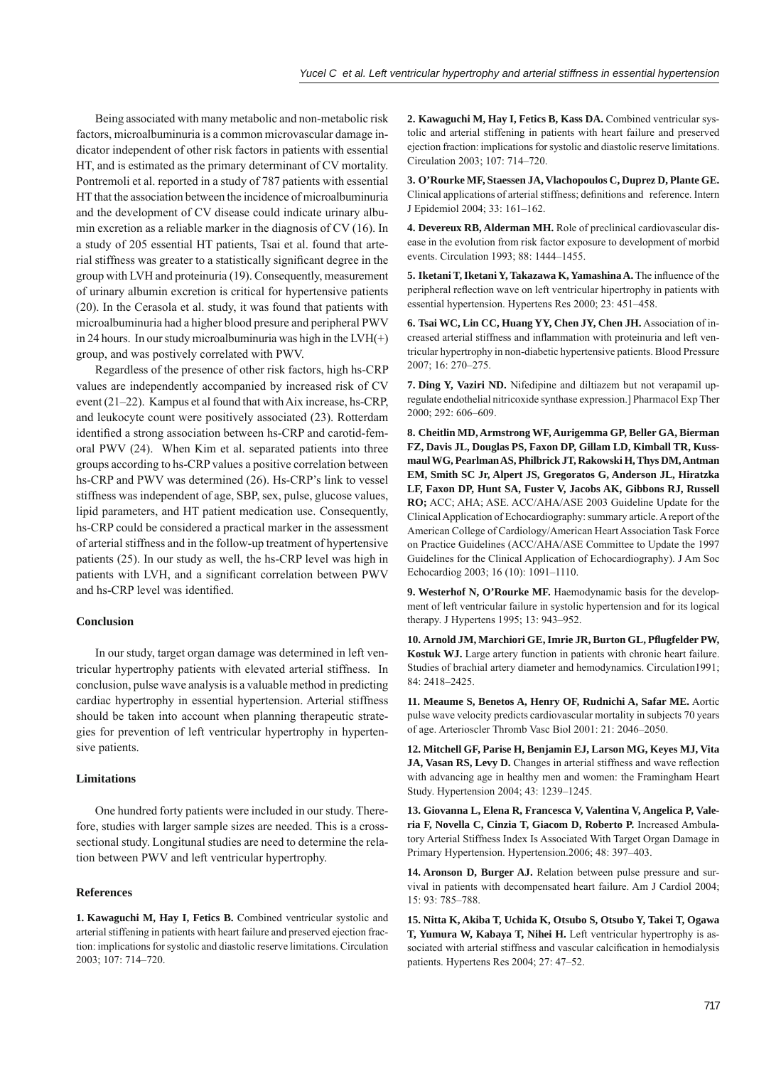Being associated with many metabolic and non-metabolic risk factors, microalbuminuria is a common microvascular damage indicator independent of other risk factors in patients with essential HT, and is estimated as the primary determinant of CV mortality. Pontremoli et al. reported in a study of 787 patients with essential HT that the association between the incidence of microalbuminuria and the development of CV disease could indicate urinary albumin excretion as a reliable marker in the diagnosis of CV (16). In a study of 205 essential HT patients, Tsai et al. found that arterial stiffness was greater to a statistically significant degree in the group with LVH and proteinuria (19). Consequently, measurement of urinary albumin excretion is critical for hypertensive patients (20). In the Cerasola et al. study, it was found that patients with microalbuminuria had a higher blood presure and peripheral PWV in 24 hours. In our study microalbuminuria was high in the LVH(+) group, and was postively correlated with PWV.

Regardless of the presence of other risk factors, high hs-CRP values are independently accompanied by increased risk of CV event (21–22). Kampus et al found that with Aix increase, hs-CRP, and leukocyte count were positively associated (23). Rotterdam identified a strong association between hs-CRP and carotid-femoral PWV (24). When Kim et al. separated patients into three groups according to hs-CRP values a positive correlation between hs-CRP and PWV was determined (26). Hs-CRP's link to vessel stiffness was independent of age, SBP, sex, pulse, glucose values, lipid parameters, and HT patient medication use. Consequently, hs-CRP could be considered a practical marker in the assessment of arterial stiffness and in the follow-up treatment of hypertensive patients (25). In our study as well, the hs-CRP level was high in patients with LVH, and a significant correlation between PWV and hs-CRP level was identified.

### Conclusion

In our study, target organ damage was determined in left ventricular hypertrophy patients with elevated arterial stiffness. In conclusion, pulse wave analysis is a valuable method in predicting cardiac hypertrophy in essential hypertension. Arterial stiffness should be taken into account when planning therapeutic strategies for prevention of left ventricular hypertrophy in hypertensive patients.

### Limitations

One hundred forty patients were included in our study. Therefore, studies with larger sample sizes are needed. This is a cross-sectional study. Longitudinal studies are need to determine the relation between PWV and left ventricular hypertrophy.

### References

**1. Kawaguchi M, Hay I, Fetics B.** Combined ventricular systolic and arterial stiffening in patients with heart failure and preserved ejection fraction: implications for systolic and diastolic reserve limitations. Circulation 2003; 107: 714–720.

**2. Kawaguchi M, Hay I, Fetics B, Kass DA.** Combined ventricular systolic and arterial stiffening in patients with heart failure and preserved ejection fraction: implications for systolic and diastolic reserve limitations. Circulation 2003; 107: 714–720.

**3. O'Rourke MF, Staessen JA, Vlachopoulos C, Duprez D, Plante GE.** Clinical applications of arterial stiffness; definitions and reference. Intern J Epidemiol 2004; 33: 161–162.

**4. Devereux RB, Alderman MH.** Role of preclinical cardiovascular disease in the evolution from risk factor exposure to development of morbid events. Circulation 1993; 88: 1444–1455.

**5. Iketani T, Iketani Y, Takazawa K, Yamashina A.** The influence of the peripheral reflection wave on left ventricular hipertrophy in patients with essential hypertension. Hypertens Res 2000; 23: 451–458.

**6. Tsai WC, Lin CC, Huang YY, Chen JY, Chen JH.** Association of increased arterial stiffness and inflammation with proteinuria and left ventricular hypertrophy in non-diabetic hypertensive patients. Blood Pressure 2007; 16: 270–275.

**7. Ding Y, Vaziri ND.** Nifedipine and diltiazem but not verapamil upregulate endothelial nitricoxide synthase expression.] Pharmacol Exp Ther 2000; 292: 606–609.

**8. Cheitlin MD, Armstrong WF, Aurigemma GP, Beller GA, Bierman FZ, Davis JL, Douglas PS, Faxon DP, Gillam LD, Kimball TR, Kussmaul WG, Pearlman AS, Philbrick JT, Rakowski H, Thys DM, Antman EM, Smith SC Jr, Alpert JS, Gregoratos G, Anderson JL, Hiratzka LF, Faxon DP, Hunt SA, Fuster V, Jacobs AK, Gibbons RJ, Russell RO;** ACC; AHA; ASE. ACC/AHA/ASE 2003 Guideline Update for the Clinical Application of Echocardiography: summary article. A report of the American College of Cardiology/American Heart Association Task Force on Practice Guidelines (ACC/AHA/ASE Committee to Update the 1997 Guidelines for the Clinical Application of Echocardiography). J Am Soc Echocardiog 2003; 16 (10): 1091–1110.

**9. Westerhof N, O'Rourke MF.** Haemodynamic basis for the development of left ventricular failure in systolic hypertension and for its logical therapy. J Hypertens 1995; 13: 943–952.

**10. Arnold JM, Marchiori GE, Imrie JR, Burton GL, Pflugfelder PW, Kostuk WJ.** Large artery function in patients with chronic heart failure. Studies of brachial artery diameter and hemodynamics. Circulation1991; 84: 2418–2425.

**11. Meaume S, Benetos A, Henry OF, Rudnichi A, Safar ME.** Aortic pulse wave velocity predicts cardiovascular mortality in subjects 70 years of age. Arterioscler Thromb Vasc Biol 2001: 21: 2046–2050.

**12. Mitchell GF, Parise H, Benjamin EJ, Larson MG, Keyes MJ, Vita JA, Vasan RS, Levy D.** Changes in arterial stiffness and wave reflection with advancing age in healthy men and women: the Framingham Heart Study. Hypertension 2004; 43: 1239–1245.

**13. Giovanna L, Elena R, Francesca V, Valentina V, Angelica P, Valeria F, Novella C, Cinzia T, Giacom D, Roberto P.** Increased Ambulatory Arterial Stiffness Index Is Associated With Target Organ Damage in Primary Hypertension. Hypertension.2006; 48: 397–403.

**14. Aronson D, Burger AJ.** Relation between pulse pressure and survival in patients with decompensated heart failure. Am J Cardiol 2004; 15: 93: 785–788.

**15. Nitta K, Akiba T, Uchida K, Otsubo S, Otsubo Y, Takei T, Ogawa T, Yumura W, Kabaya T, Nihei H.** Left ventricular hypertrophy is associated with arterial stiffness and vascular calcification in hemodialysis patients. Hypertens Res 2004; 27: 47–52.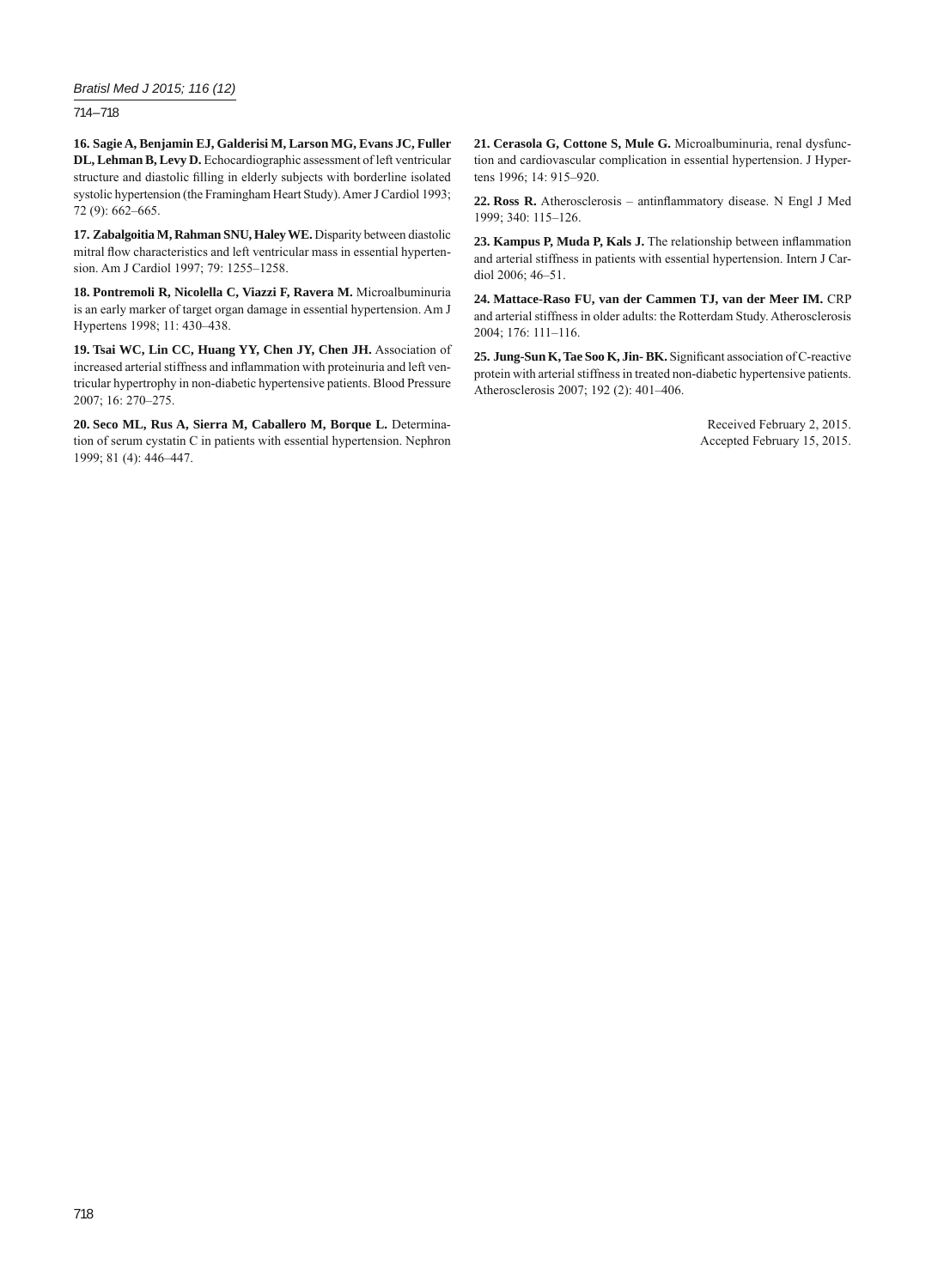**16. Sagie A, Benjamin EJ, Galderisi M, Larson MG, Evans JC, Fuller DL, Lehman B, Levy D.** Echocardiographic assessment of left ventricular structure and diastolic filling in elderly subjects with borderline isolated systolic hypertension (the Framingham Heart Study). Amer J Cardiol 1993; 72 (9): 662–665.

**17. Zabalgoitia M, Rahman SNU, Haley WE.** Disparity between diastolic mitral flow characteristics and left ventricular mass in essential hypertension. Am J Cardiol 1997; 79: 1255–1258.

**18. Pontremoli R, Nicolella C, Viazzi F, Ravera M.** Microalbuminuria is an early marker of target organ damage in essential hypertension. Am J Hypertens 1998; 11: 430–438.

**19. Tsai WC, Lin CC, Huang YY, Chen JY, Chen JH.** Association of increased arterial stiffness and inflammation with proteinuria and left ventricular hypertrophy in non-diabetic hypertensive patients. Blood Pressure 2007; 16: 270–275.

**20. Seco ML, Rus A, Sierra M, Caballero M, Borque L.** Determination of serum cystatin C in patients with essential hypertension. Nephron 1999; 81 (4): 446–447.

**21. Cerasola G, Cottone S, Mule G.** Microalbuminuria, renal dysfunction and cardiovascular complication in essential hypertension. J Hypertens 1996; 14: 915–920.

**22. Ross R.** Atherosclerosis – antinflammatory disease. N Engl J Med 1999; 340: 115–126.

**23. Kampus P, Muda P, Kals J.** The relationship between inflammation and arterial stiffness in patients with essential hypertension. Intern J Cardiol 2006; 46–51.

**24. Mattace-Raso FU, van der Cammen TJ, van der Meer IM.** CRP and arterial stiffness in older adults: the Rotterdam Study. Atherosclerosis 2004; 176: 111–116.

**25. Jung-Sun K, Tae Soo K, Jin- BK.** Significant association of C-reactive protein with arterial stiffness in treated non-diabetic hypertensive patients. Atherosclerosis 2007; 192 (2): 401–406.

Received February 2, 2015.
Accepted February 15, 2015.